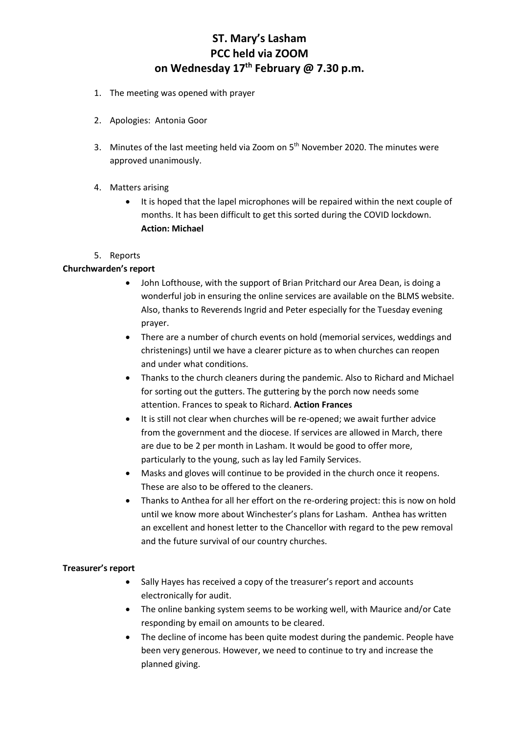# ST. Mary's Lasham
# PCC held via ZOOM
# on Wednesday 17th February @ 7.30 p.m.

1. The meeting was opened with prayer

2. Apologies: Antonia Goor

3. Minutes of the last meeting held via Zoom on 5th November 2020. The minutes were approved unanimously.

4. Matters arising
   - It is hoped that the lapel microphones will be repaired within the next couple of months. It has been difficult to get this sorted during the COVID lockdown. **Action: Michael**

5. Reports

**Churchwarden's report**

- John Lofthouse, with the support of Brian Pritchard our Area Dean, is doing a wonderful job in ensuring the online services are available on the BLMS website. Also, thanks to Reverends Ingrid and Peter especially for the Tuesday evening prayer.
- There are a number of church events on hold (memorial services, weddings and christenings) until we have a clearer picture as to when churches can reopen and under what conditions.
- Thanks to the church cleaners during the pandemic. Also to Richard and Michael for sorting out the gutters. The guttering by the porch now needs some attention. Frances to speak to Richard. **Action Frances**
- It is still not clear when churches will be re-opened; we await further advice from the government and the diocese. If services are allowed in March, there are due to be 2 per month in Lasham. It would be good to offer more, particularly to the young, such as lay led Family Services.
- Masks and gloves will continue to be provided in the church once it reopens. These are also to be offered to the cleaners.
- Thanks to Anthea for all her effort on the re-ordering project: this is now on hold until we know more about Winchester's plans for Lasham. Anthea has written an excellent and honest letter to the Chancellor with regard to the pew removal and the future survival of our country churches.

**Treasurer's report**

- Sally Hayes has received a copy of the treasurer's report and accounts electronically for audit.
- The online banking system seems to be working well, with Maurice and/or Cate responding by email on amounts to be cleared.
- The decline of income has been quite modest during the pandemic. People have been very generous. However, we need to continue to try and increase the planned giving.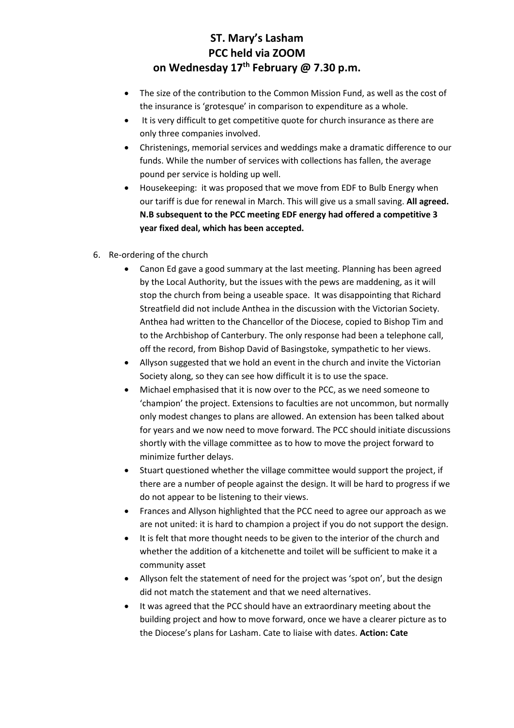# ST. Mary's Lasham
# PCC held via ZOOM
# on Wednesday 17th February @ 7.30 p.m.

- The size of the contribution to the Common Mission Fund, as well as the cost of the insurance is 'grotesque' in comparison to expenditure as a whole.
- It is very difficult to get competitive quote for church insurance as there are only three companies involved.
- Christenings, memorial services and weddings make a dramatic difference to our funds. While the number of services with collections has fallen, the average pound per service is holding up well.
- Housekeeping: it was proposed that we move from EDF to Bulb Energy when our tariff is due for renewal in March. This will give us a small saving. **All agreed. N.B subsequent to the PCC meeting EDF energy had offered a competitive 3 year fixed deal, which has been accepted.**

6. Re-ordering of the church
   - Canon Ed gave a good summary at the last meeting. Planning has been agreed by the Local Authority, but the issues with the pews are maddening, as it will stop the church from being a useable space. It was disappointing that Richard Streatfield did not include Anthea in the discussion with the Victorian Society. Anthea had written to the Chancellor of the Diocese, copied to Bishop Tim and to the Archbishop of Canterbury. The only response had been a telephone call, off the record, from Bishop David of Basingstoke, sympathetic to her views.
   - Allyson suggested that we hold an event in the church and invite the Victorian Society along, so they can see how difficult it is to use the space.
   - Michael emphasised that it is now over to the PCC, as we need someone to 'champion' the project. Extensions to faculties are not uncommon, but normally only modest changes to plans are allowed. An extension has been talked about for years and we now need to move forward. The PCC should initiate discussions shortly with the village committee as to how to move the project forward to minimize further delays.
   - Stuart questioned whether the village committee would support the project, if there are a number of people against the design. It will be hard to progress if we do not appear to be listening to their views.
   - Frances and Allyson highlighted that the PCC need to agree our approach as we are not united: it is hard to champion a project if you do not support the design.
   - It is felt that more thought needs to be given to the interior of the church and whether the addition of a kitchenette and toilet will be sufficient to make it a community asset
   - Allyson felt the statement of need for the project was 'spot on', but the design did not match the statement and that we need alternatives.
   - It was agreed that the PCC should have an extraordinary meeting about the building project and how to move forward, once we have a clearer picture as to the Diocese's plans for Lasham. Cate to liaise with dates. **Action: Cate**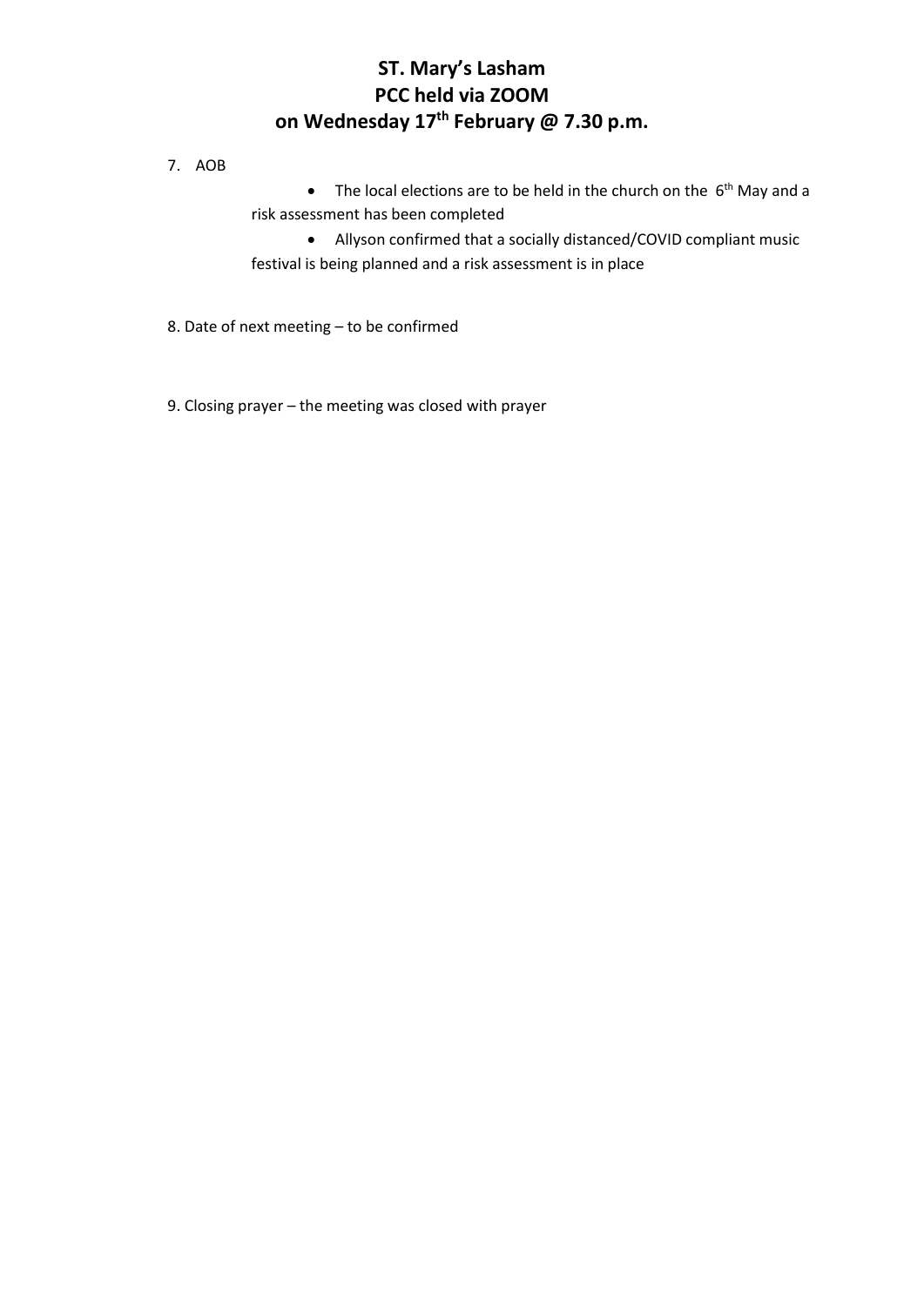# ST. Mary's Lasham
# PCC held via ZOOM
# on Wednesday 17th February @ 7.30 p.m.

7. AOB

- The local elections are to be held in the church on the 6th May and a risk assessment has been completed
- Allyson confirmed that a socially distanced/COVID compliant music festival is being planned and a risk assessment is in place

8. Date of next meeting – to be confirmed

9. Closing prayer – the meeting was closed with prayer